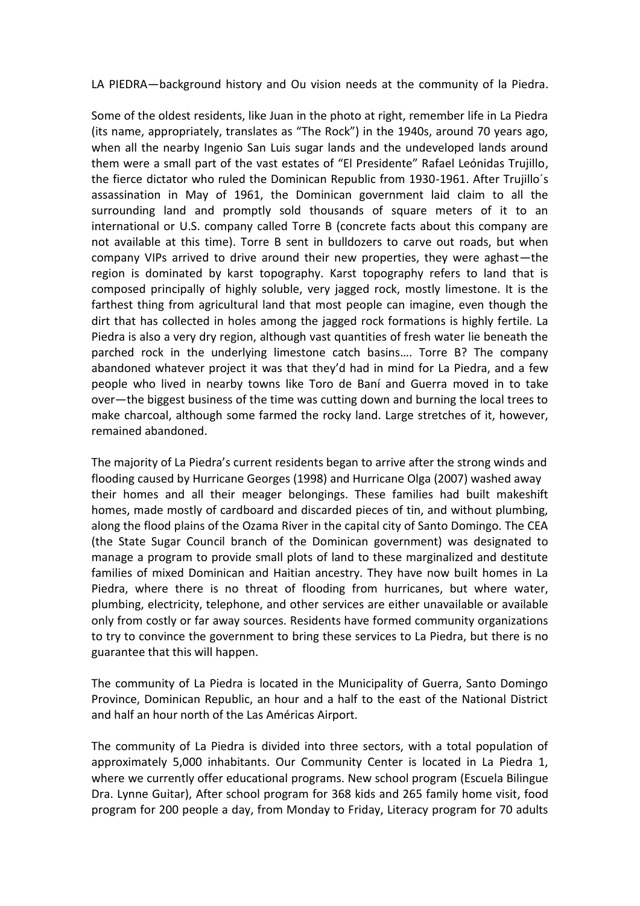LA PIEDRA—background history and Ou vision needs at the community of la Piedra.

Some of the oldest residents, like Juan in the photo at right, remember life in La Piedra (its name, appropriately, translates as "The Rock") in the 1940s, around 70 years ago, when all the nearby Ingenio San Luis sugar lands and the undeveloped lands around them were a small part of the vast estates of "El Presidente" Rafael Leónidas Trujillo, the fierce dictator who ruled the Dominican Republic from 1930-1961. After Trujillo´s assassination in May of 1961, the Dominican government laid claim to all the surrounding land and promptly sold thousands of square meters of it to an international or U.S. company called Torre B (concrete facts about this company are not available at this time). Torre B sent in bulldozers to carve out roads, but when company VIPs arrived to drive around their new properties, they were aghast—the region is dominated by karst topography. Karst topography refers to land that is composed principally of highly soluble, very jagged rock, mostly limestone. It is the farthest thing from agricultural land that most people can imagine, even though the dirt that has collected in holes among the jagged rock formations is highly fertile. La Piedra is also a very dry region, although vast quantities of fresh water lie beneath the parched rock in the underlying limestone catch basins…. Torre B? The company abandoned whatever project it was that they'd had in mind for La Piedra, and a few people who lived in nearby towns like Toro de Baní and Guerra moved in to take over—the biggest business of the time was cutting down and burning the local trees to make charcoal, although some farmed the rocky land. Large stretches of it, however, remained abandoned.

The majority of La Piedra's current residents began to arrive after the strong winds and flooding caused by Hurricane Georges (1998) and Hurricane Olga (2007) washed away their homes and all their meager belongings. These families had built makeshift homes, made mostly of cardboard and discarded pieces of tin, and without plumbing, along the flood plains of the Ozama River in the capital city of Santo Domingo. The CEA (the State Sugar Council branch of the Dominican government) was designated to manage a program to provide small plots of land to these marginalized and destitute families of mixed Dominican and Haitian ancestry. They have now built homes in La Piedra, where there is no threat of flooding from hurricanes, but where water, plumbing, electricity, telephone, and other services are either unavailable or available only from costly or far away sources. Residents have formed community organizations to try to convince the government to bring these services to La Piedra, but there is no guarantee that this will happen.

The community of La Piedra is located in the Municipality of Guerra, Santo Domingo Province, Dominican Republic, an hour and a half to the east of the National District and half an hour north of the Las Américas Airport.

The community of La Piedra is divided into three sectors, with a total population of approximately 5,000 inhabitants. Our Community Center is located in La Piedra 1, where we currently offer educational programs. New school program (Escuela Bilingue Dra. Lynne Guitar), After school program for 368 kids and 265 family home visit, food program for 200 people a day, from Monday to Friday, Literacy program for 70 adults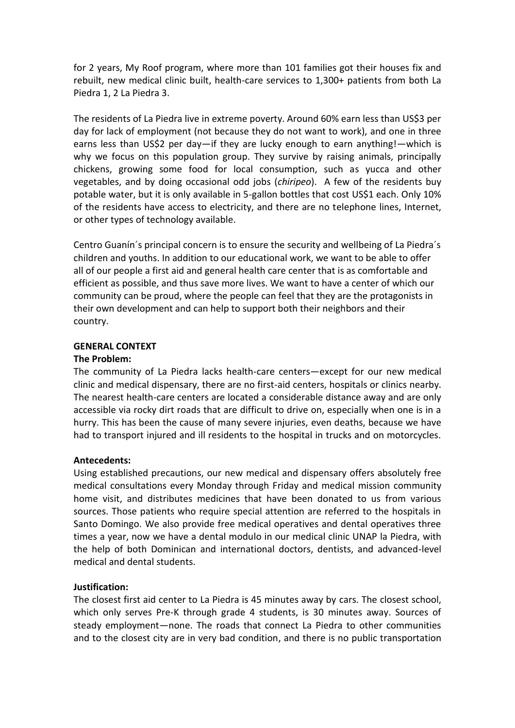for 2 years, My Roof program, where more than 101 families got their houses fix and rebuilt, new medical clinic built, health-care services to 1,300+ patients from both La Piedra 1, 2 La Piedra 3.

The residents of La Piedra live in extreme poverty. Around 60% earn less than US$3 per day for lack of employment (not because they do not want to work), and one in three earns less than US$2 per day—if they are lucky enough to earn anything!—which is why we focus on this population group. They survive by raising animals, principally chickens, growing some food for local consumption, such as yucca and other vegetables, and by doing occasional odd jobs (*chiripeo*). A few of the residents buy potable water, but it is only available in 5-gallon bottles that cost US$1 each. Only 10% of the residents have access to electricity, and there are no telephone lines, Internet, or other types of technology available.

Centro Guanín´s principal concern is to ensure the security and wellbeing of La Piedra´s children and youths. In addition to our educational work, we want to be able to offer all of our people a first aid and general health care center that is as comfortable and efficient as possible, and thus save more lives. We want to have a center of which our community can be proud, where the people can feel that they are the protagonists in their own development and can help to support both their neighbors and their country.

**GENERAL CONTEXT**

**The Problem:**

The community of La Piedra lacks health-care centers—except for our new medical clinic and medical dispensary, there are no first-aid centers, hospitals or clinics nearby. The nearest health-care centers are located a considerable distance away and are only accessible via rocky dirt roads that are difficult to drive on, especially when one is in a hurry. This has been the cause of many severe injuries, even deaths, because we have had to transport injured and ill residents to the hospital in trucks and on motorcycles.

**Antecedents:**

Using established precautions, our new medical and dispensary offers absolutely free medical consultations every Monday through Friday and medical mission community home visit, and distributes medicines that have been donated to us from various sources. Those patients who require special attention are referred to the hospitals in Santo Domingo. We also provide free medical operatives and dental operatives three times a year, now we have a dental modulo in our medical clinic UNAP la Piedra, with the help of both Dominican and international doctors, dentists, and advanced-level medical and dental students.

**Justification:**

The closest first aid center to La Piedra is 45 minutes away by cars. The closest school, which only serves Pre-K through grade 4 students, is 30 minutes away. Sources of steady employment—none. The roads that connect La Piedra to other communities and to the closest city are in very bad condition, and there is no public transportation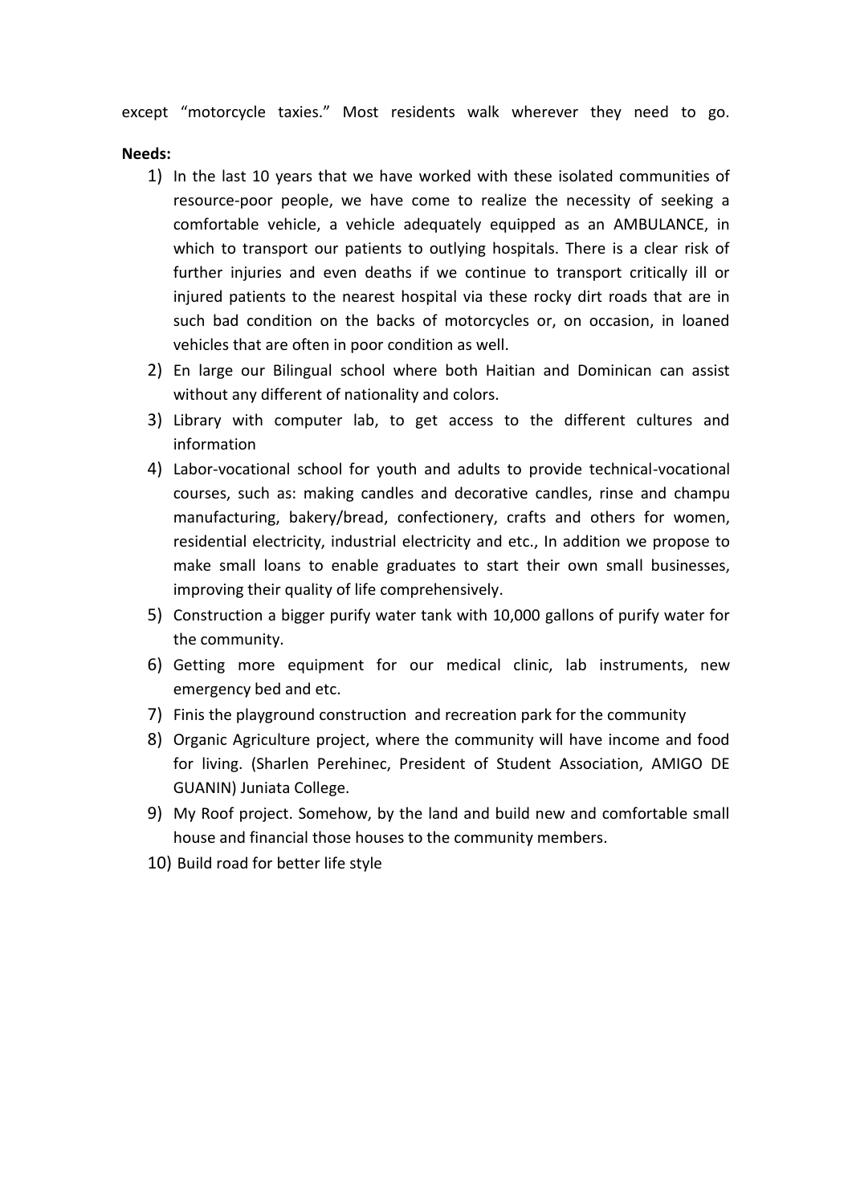except “motorcycle taxies.” Most residents walk wherever they need to go.

**Needs:**

1) In the last 10 years that we have worked with these isolated communities of resource-poor people, we have come to realize the necessity of seeking a comfortable vehicle, a vehicle adequately equipped as an AMBULANCE, in which to transport our patients to outlying hospitals. There is a clear risk of further injuries and even deaths if we continue to transport critically ill or injured patients to the nearest hospital via these rocky dirt roads that are in such bad condition on the backs of motorcycles or, on occasion, in loaned vehicles that are often in poor condition as well.
2) En large our Bilingual school where both Haitian and Dominican can assist without any different of nationality and colors.
3) Library with computer lab, to get access to the different cultures and information
4) Labor-vocational school for youth and adults to provide technical-vocational courses, such as: making candles and decorative candles, rinse and champu manufacturing, bakery/bread, confectionery, crafts and others for women, residential electricity, industrial electricity and etc., In addition we propose to make small loans to enable graduates to start their own small businesses, improving their quality of life comprehensively.
5) Construction a bigger purify water tank with 10,000 gallons of purify water for the community.
6) Getting more equipment for our medical clinic, lab instruments, new emergency bed and etc.
7) Finis the playground construction and recreation park for the community
8) Organic Agriculture project, where the community will have income and food for living. (Sharlen Perehinec, President of Student Association, AMIGO DE GUANIN) Juniata College.
9) My Roof project. Somehow, by the land and build new and comfortable small house and financial those houses to the community members.
10) Build road for better life style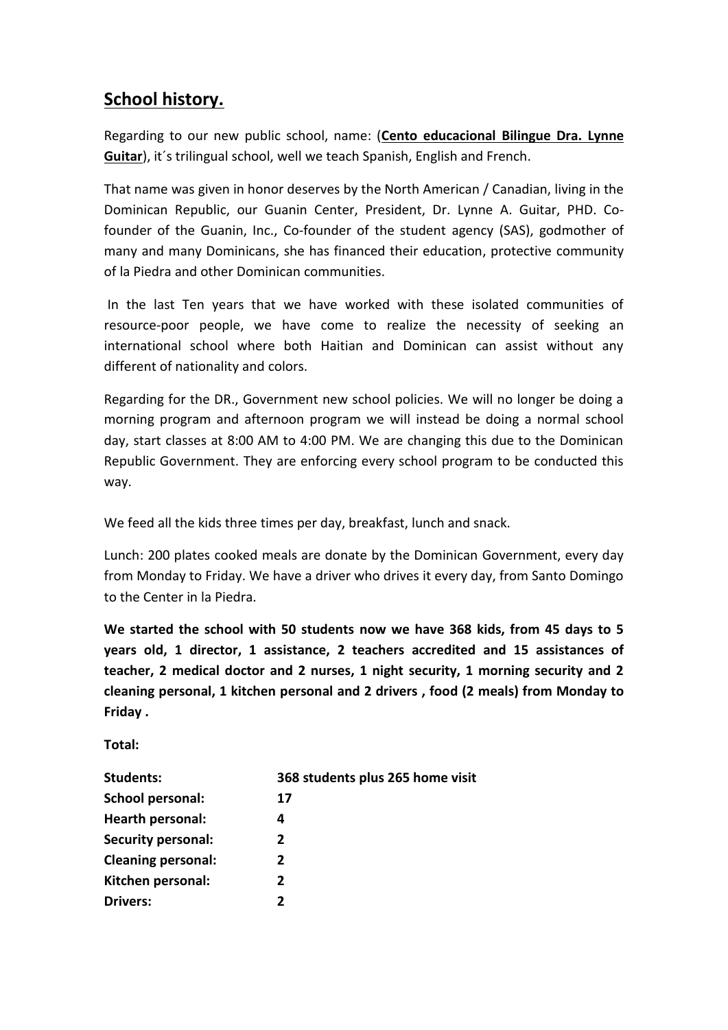## School history.

Regarding to our new public school, name: (**Cento educacional Bilingue Dra. Lynne Guitar**), it´s trilingual school, well we teach Spanish, English and French.

That name was given in honor deserves by the North American / Canadian, living in the Dominican Republic, our Guanin Center, President, Dr. Lynne A. Guitar, PHD. Co-founder of the Guanin, Inc., Co-founder of the student agency (SAS), godmother of many and many Dominicans, she has financed their education, protective community of la Piedra and other Dominican communities.

In the last Ten years that we have worked with these isolated communities of resource-poor people, we have come to realize the necessity of seeking an international school where both Haitian and Dominican can assist without any different of nationality and colors.

Regarding for the DR., Government new school policies. We will no longer be doing a morning program and afternoon program we will instead be doing a normal school day, start classes at 8:00 AM to 4:00 PM. We are changing this due to the Dominican Republic Government. They are enforcing every school program to be conducted this way.

We feed all the kids three times per day, breakfast, lunch and snack.

Lunch: 200 plates cooked meals are donate by the Dominican Government, every day from Monday to Friday. We have a driver who drives it every day, from Santo Domingo to the Center in la Piedra.

**We started the school with 50 students now we have 368 kids, from 45 days to 5 years old, 1 director, 1 assistance, 2 teachers accredited and 15 assistances of teacher, 2 medical doctor and 2 nurses, 1 night security, 1 morning security and 2 cleaning personal, 1 kitchen personal and 2 drivers , food (2 meals) from Monday to Friday .**

**Total:**

| | |
|---|---|
| **Students:** | **368 students plus 265 home visit** |
| **School personal:** | **17** |
| **Hearth personal:** | **4** |
| **Security personal:** | **2** |
| **Cleaning personal:** | **2** |
| **Kitchen personal:** | **2** |
| **Drivers:** | **2** |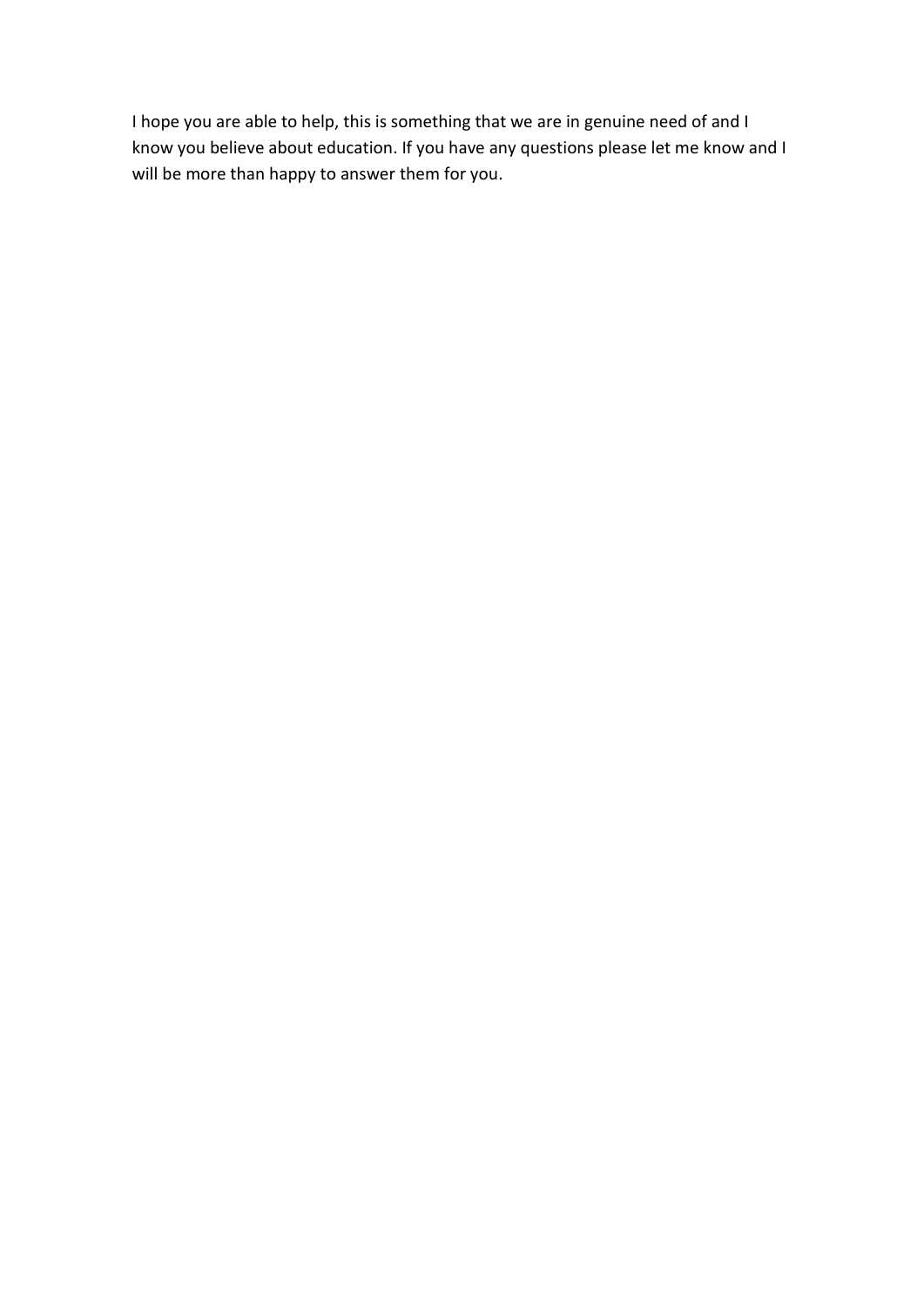I hope you are able to help, this is something that we are in genuine need of and I know you believe about education. If you have any questions please let me know and I will be more than happy to answer them for you.